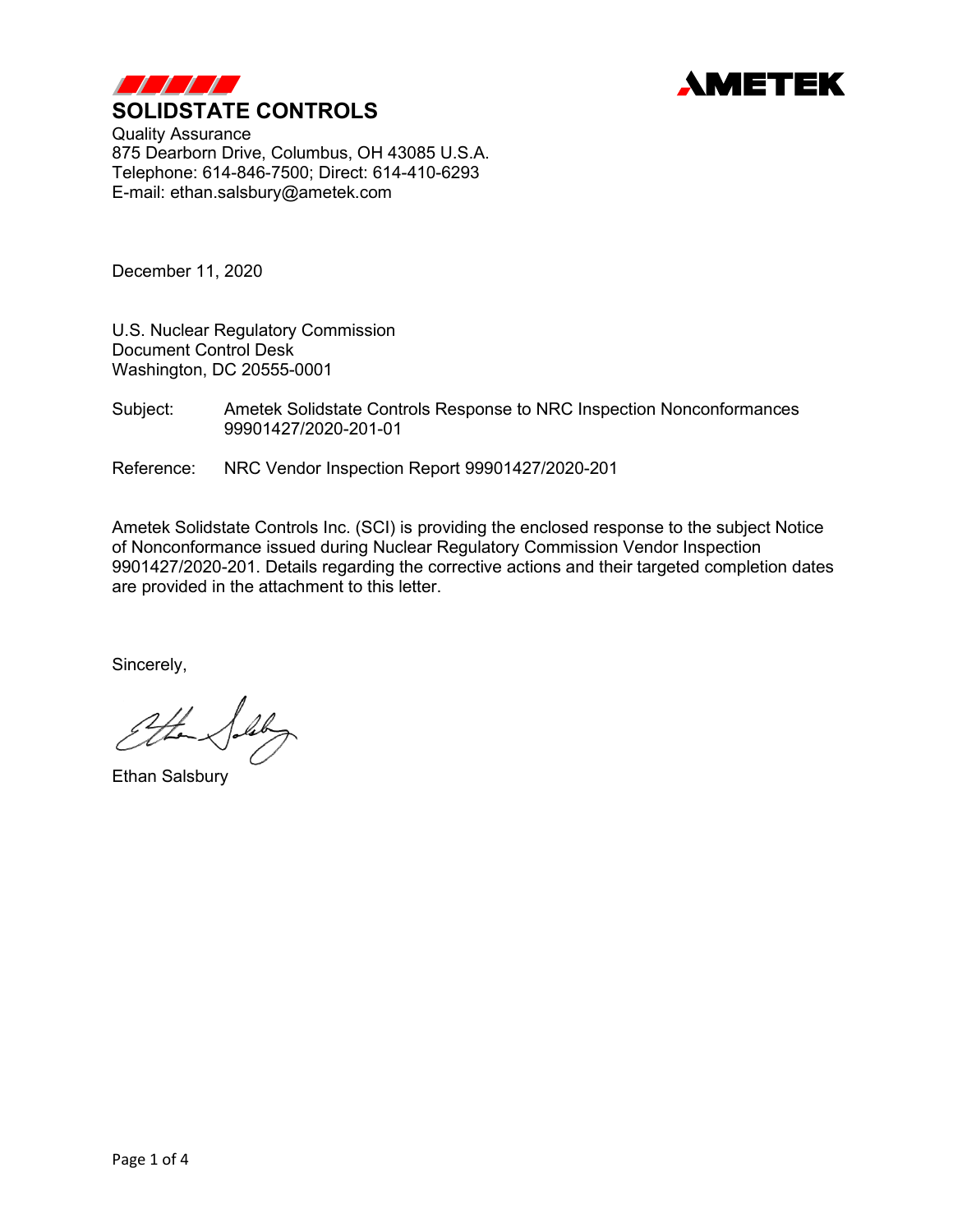**SOLIDSTATE CONTROLS**

AMETEK

Quality Assurance
875 Dearborn Drive, Columbus, OH 43085 U.S.A.
Telephone: 614-846-7500; Direct: 614-410-6293
E-mail: ethan.salsbury@ametek.com

December 11, 2020

U.S. Nuclear Regulatory Commission
Document Control Desk
Washington, DC 20555-0001

Subject: Ametek Solidstate Controls Response to NRC Inspection Nonconformances 99901427/2020-201-01

Reference: NRC Vendor Inspection Report 99901427/2020-201

Ametek Solidstate Controls Inc. (SCI) is providing the enclosed response to the subject Notice of Nonconformance issued during Nuclear Regulatory Commission Vendor Inspection 9901427/2020-201. Details regarding the corrective actions and their targeted completion dates are provided in the attachment to this letter.

Sincerely,

Ethan Salsbury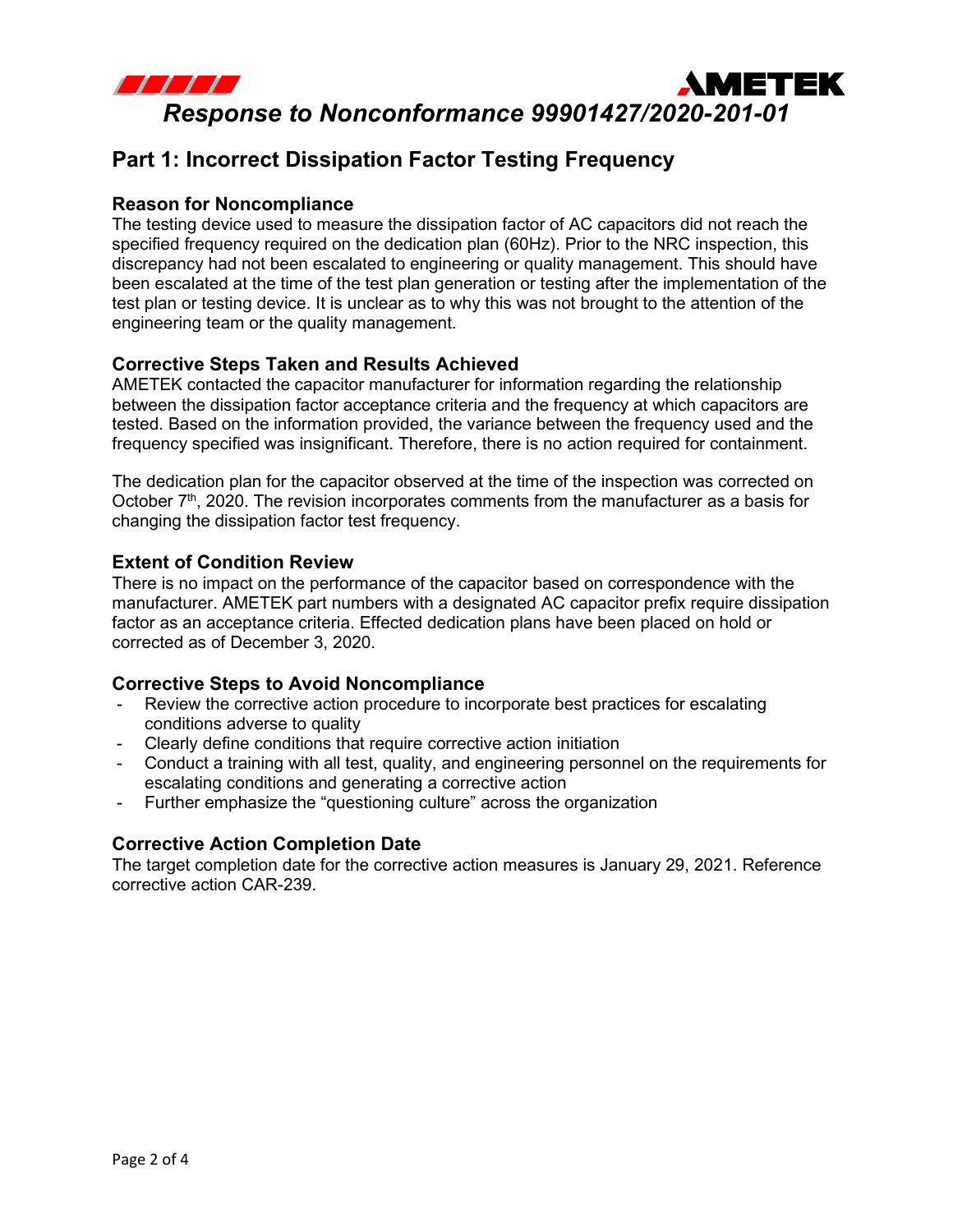# Response to Nonconformance 99901427/2020-201-01

## Part 1: Incorrect Dissipation Factor Testing Frequency

### Reason for Noncompliance

The testing device used to measure the dissipation factor of AC capacitors did not reach the specified frequency required on the dedication plan (60Hz). Prior to the NRC inspection, this discrepancy had not been escalated to engineering or quality management. This should have been escalated at the time of the test plan generation or testing after the implementation of the test plan or testing device. It is unclear as to why this was not brought to the attention of the engineering team or the quality management.

### Corrective Steps Taken and Results Achieved

AMETEK contacted the capacitor manufacturer for information regarding the relationship between the dissipation factor acceptance criteria and the frequency at which capacitors are tested. Based on the information provided, the variance between the frequency used and the frequency specified was insignificant. Therefore, there is no action required for containment.

The dedication plan for the capacitor observed at the time of the inspection was corrected on October 7th, 2020. The revision incorporates comments from the manufacturer as a basis for changing the dissipation factor test frequency.

### Extent of Condition Review

There is no impact on the performance of the capacitor based on correspondence with the manufacturer. AMETEK part numbers with a designated AC capacitor prefix require dissipation factor as an acceptance criteria. Effected dedication plans have been placed on hold or corrected as of December 3, 2020.

### Corrective Steps to Avoid Noncompliance

- Review the corrective action procedure to incorporate best practices for escalating conditions adverse to quality
- Clearly define conditions that require corrective action initiation
- Conduct a training with all test, quality, and engineering personnel on the requirements for escalating conditions and generating a corrective action
- Further emphasize the "questioning culture" across the organization

### Corrective Action Completion Date

The target completion date for the corrective action measures is January 29, 2021. Reference corrective action CAR-239.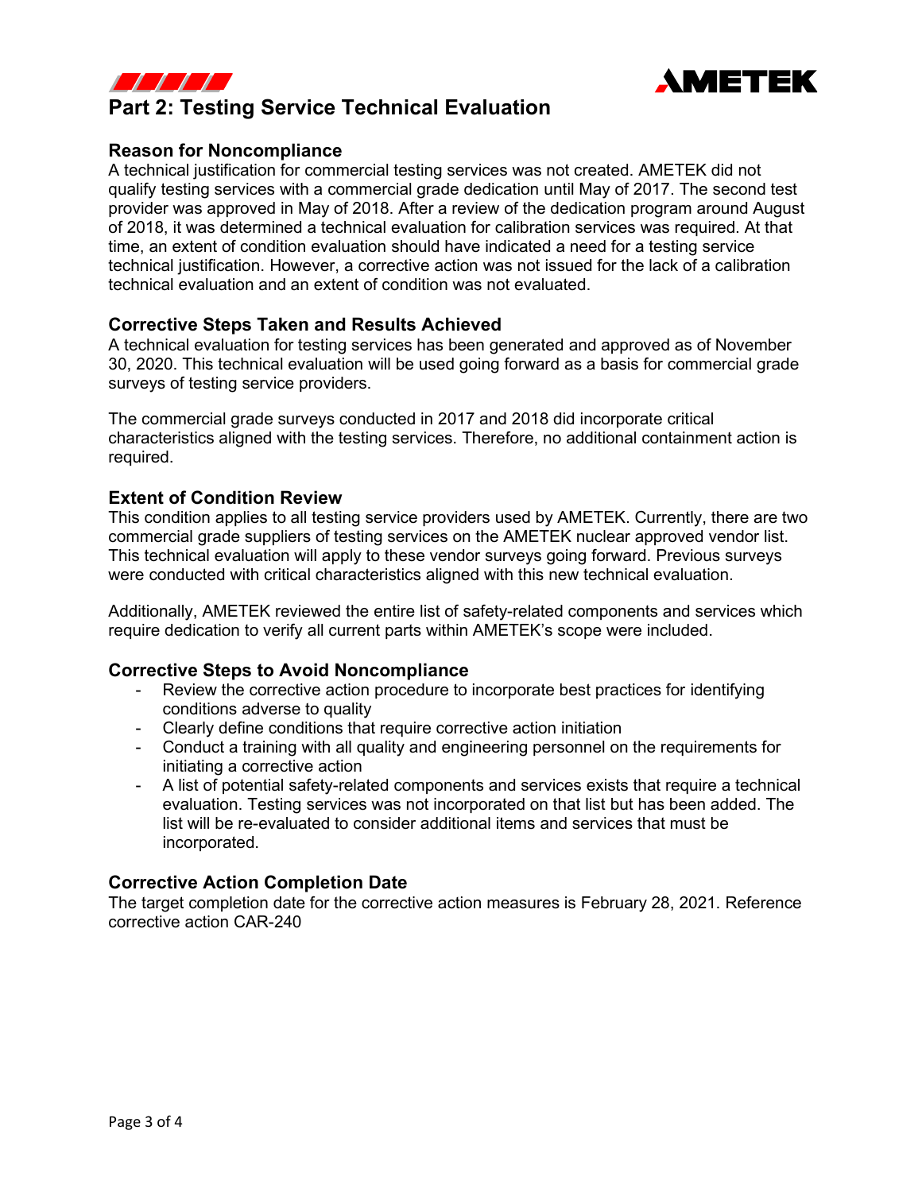# Part 2: Testing Service Technical Evaluation

## Reason for Noncompliance

A technical justification for commercial testing services was not created. AMETEK did not qualify testing services with a commercial grade dedication until May of 2017. The second test provider was approved in May of 2018. After a review of the dedication program around August of 2018, it was determined a technical evaluation for calibration services was required. At that time, an extent of condition evaluation should have indicated a need for a testing service technical justification. However, a corrective action was not issued for the lack of a calibration technical evaluation and an extent of condition was not evaluated.

## Corrective Steps Taken and Results Achieved

A technical evaluation for testing services has been generated and approved as of November 30, 2020. This technical evaluation will be used going forward as a basis for commercial grade surveys of testing service providers.

The commercial grade surveys conducted in 2017 and 2018 did incorporate critical characteristics aligned with the testing services. Therefore, no additional containment action is required.

## Extent of Condition Review

This condition applies to all testing service providers used by AMETEK. Currently, there are two commercial grade suppliers of testing services on the AMETEK nuclear approved vendor list. This technical evaluation will apply to these vendor surveys going forward. Previous surveys were conducted with critical characteristics aligned with this new technical evaluation.

Additionally, AMETEK reviewed the entire list of safety-related components and services which require dedication to verify all current parts within AMETEK's scope were included.

## Corrective Steps to Avoid Noncompliance

- Review the corrective action procedure to incorporate best practices for identifying conditions adverse to quality
- Clearly define conditions that require corrective action initiation
- Conduct a training with all quality and engineering personnel on the requirements for initiating a corrective action
- A list of potential safety-related components and services exists that require a technical evaluation. Testing services was not incorporated on that list but has been added. The list will be re-evaluated to consider additional items and services that must be incorporated.

## Corrective Action Completion Date

The target completion date for the corrective action measures is February 28, 2021. Reference corrective action CAR-240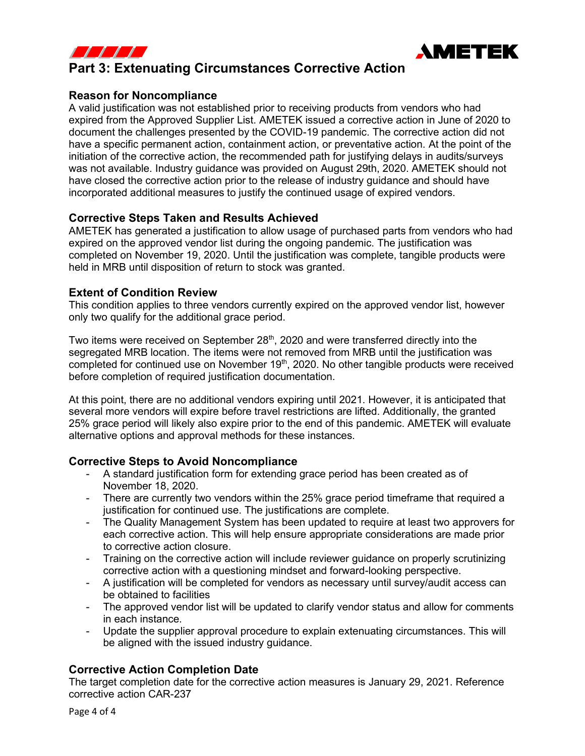# Part 3: Extenuating Circumstances Corrective Action

## Reason for Noncompliance

A valid justification was not established prior to receiving products from vendors who had expired from the Approved Supplier List. AMETEK issued a corrective action in June of 2020 to document the challenges presented by the COVID-19 pandemic. The corrective action did not have a specific permanent action, containment action, or preventative action. At the point of the initiation of the corrective action, the recommended path for justifying delays in audits/surveys was not available. Industry guidance was provided on August 29th, 2020. AMETEK should not have closed the corrective action prior to the release of industry guidance and should have incorporated additional measures to justify the continued usage of expired vendors.

## Corrective Steps Taken and Results Achieved

AMETEK has generated a justification to allow usage of purchased parts from vendors who had expired on the approved vendor list during the ongoing pandemic. The justification was completed on November 19, 2020. Until the justification was complete, tangible products were held in MRB until disposition of return to stock was granted.

## Extent of Condition Review

This condition applies to three vendors currently expired on the approved vendor list, however only two qualify for the additional grace period.

Two items were received on September 28th, 2020 and were transferred directly into the segregated MRB location. The items were not removed from MRB until the justification was completed for continued use on November 19th, 2020. No other tangible products were received before completion of required justification documentation.

At this point, there are no additional vendors expiring until 2021. However, it is anticipated that several more vendors will expire before travel restrictions are lifted. Additionally, the granted 25% grace period will likely also expire prior to the end of this pandemic. AMETEK will evaluate alternative options and approval methods for these instances.

## Corrective Steps to Avoid Noncompliance

- A standard justification form for extending grace period has been created as of November 18, 2020.
- There are currently two vendors within the 25% grace period timeframe that required a justification for continued use. The justifications are complete.
- The Quality Management System has been updated to require at least two approvers for each corrective action. This will help ensure appropriate considerations are made prior to corrective action closure.
- Training on the corrective action will include reviewer guidance on properly scrutinizing corrective action with a questioning mindset and forward-looking perspective.
- A justification will be completed for vendors as necessary until survey/audit access can be obtained to facilities
- The approved vendor list will be updated to clarify vendor status and allow for comments in each instance.
- Update the supplier approval procedure to explain extenuating circumstances. This will be aligned with the issued industry guidance.

## Corrective Action Completion Date

The target completion date for the corrective action measures is January 29, 2021. Reference corrective action CAR-237